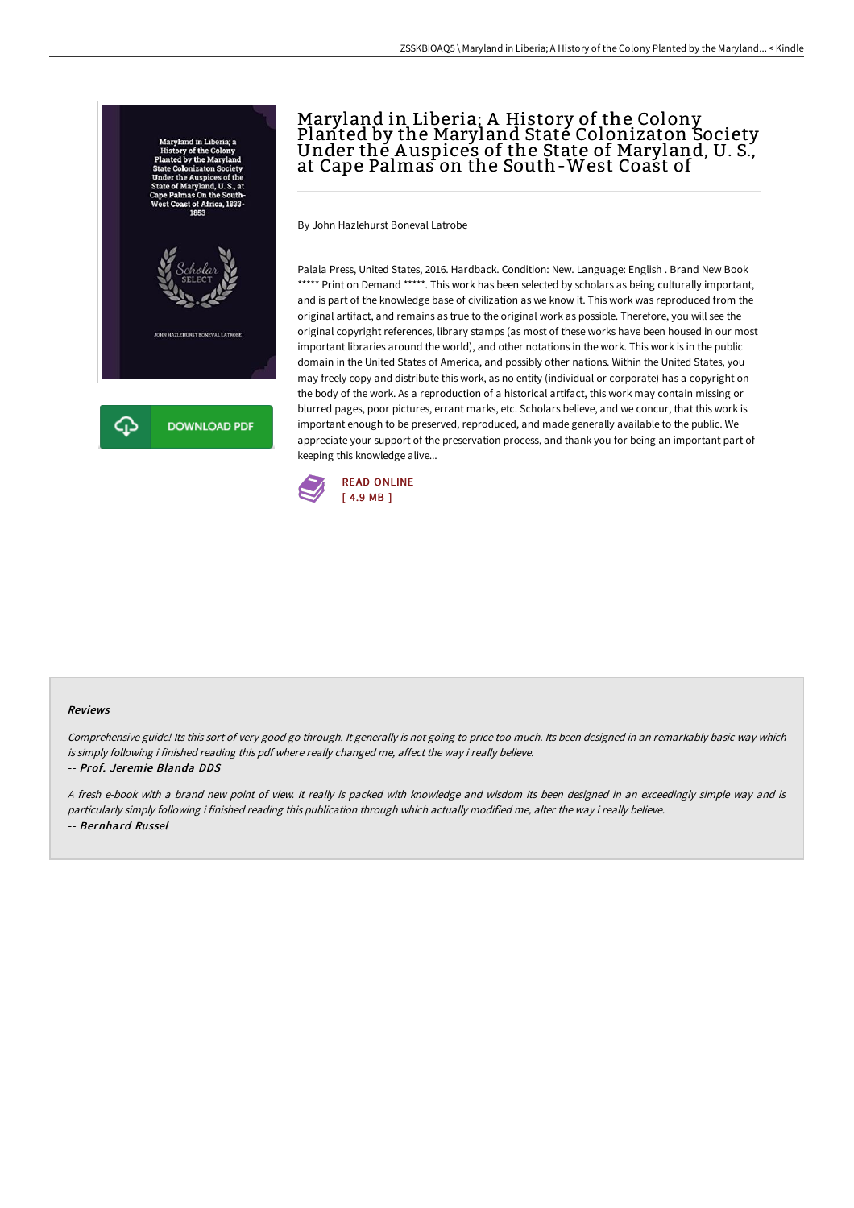# Maryland in Liberia; A History of the Colony Planted by the Maryland State Colonizaton Society Under the Auspices of the State of Maryland, U. S., at Cape Palmas on the South-West Coast of

By John Hazlehurst Boneval Latrobe

Palala Press, United States, 2016. Hardback. Condition: New. Language: English . Brand New Book ***** Print on Demand *****. This work has been selected by scholars as being culturally important, and is part of the knowledge base of civilization as we know it. This work was reproduced from the original artifact, and remains as true to the original work as possible. Therefore, you will see the original copyright references, library stamps (as most of these works have been housed in our most important libraries around the world), and other notations in the work. This work is in the public domain in the United States of America, and possibly other nations. Within the United States, you may freely copy and distribute this work, as no entity (individual or corporate) has a copyright on the body of the work. As a reproduction of a historical artifact, this work may contain missing or blurred pages, poor pictures, errant marks, etc. Scholars believe, and we concur, that this work is important enough to be preserved, reproduced, and made generally available to the public. We appreciate your support of the preservation process, and thank you for being an important part of keeping this knowledge alive...

DOWNLOAD PDF

READ ONLINE
[ 4.9 MB ]

### Reviews

*Comprehensive guide! Its this sort of very good go through. It generally is not going to price too much. Its been designed in an remarkably basic way which is simply following i finished reading this pdf where really changed me, affect the way i really believe.*

*-- Prof. Jeremie Blanda DDS*

*A fresh e-book with a brand new point of view. It really is packed with knowledge and wisdom Its been designed in an exceedingly simple way and is particularly simply following i finished reading this publication through which actually modified me, alter the way i really believe.*

*-- Bernhard Russel*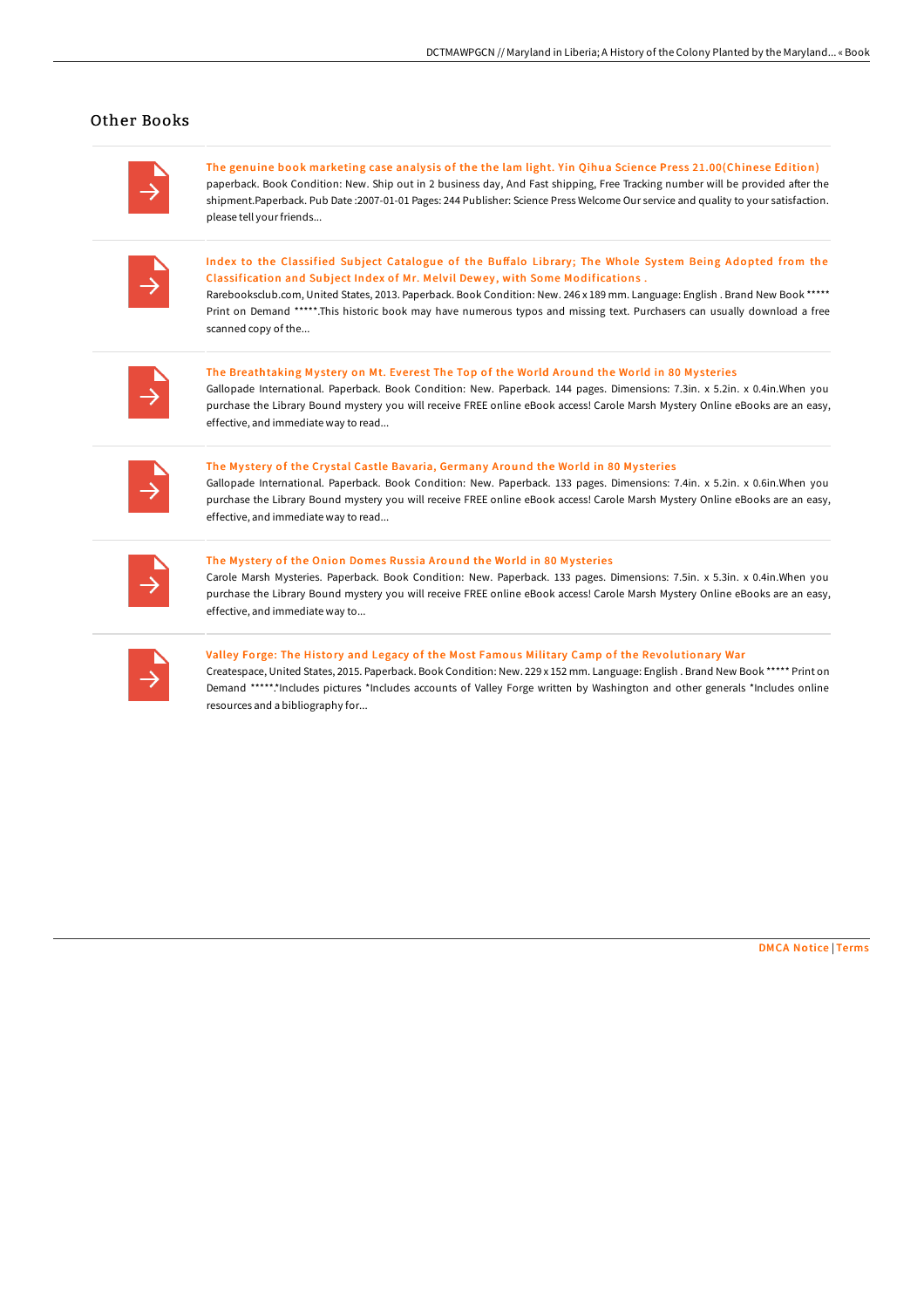## Other Books

**The genuine book marketing case analysis of the the lam light. Yin Qihua Science Press 21.00(Chinese Edition)**
paperback. Book Condition: New. Ship out in 2 business day, And Fast shipping, Free Tracking number will be provided after the shipment.Paperback. Pub Date :2007-01-01 Pages: 244 Publisher: Science Press Welcome Our service and quality to your satisfaction. please tell your friends...

**Index to the Classified Subject Catalogue of the Buffalo Library; The Whole System Being Adopted from the Classification and Subject Index of Mr. Melvil Dewey, with Some Modifications .**
Rarebooksclub.com, United States, 2013. Paperback. Book Condition: New. 246 x 189 mm. Language: English . Brand New Book ***** Print on Demand *****.This historic book may have numerous typos and missing text. Purchasers can usually download a free scanned copy of the...

**The Breathtaking Mystery on Mt. Everest The Top of the World Around the World in 80 Mysteries**
Gallopade International. Paperback. Book Condition: New. Paperback. 144 pages. Dimensions: 7.3in. x 5.2in. x 0.4in.When you purchase the Library Bound mystery you will receive FREE online eBook access! Carole Marsh Mystery Online eBooks are an easy, effective, and immediate way to read...

**The Mystery of the Crystal Castle Bavaria, Germany Around the World in 80 Mysteries**
Gallopade International. Paperback. Book Condition: New. Paperback. 133 pages. Dimensions: 7.4in. x 5.2in. x 0.6in.When you purchase the Library Bound mystery you will receive FREE online eBook access! Carole Marsh Mystery Online eBooks are an easy, effective, and immediate way to read...

**The Mystery of the Onion Domes Russia Around the World in 80 Mysteries**
Carole Marsh Mysteries. Paperback. Book Condition: New. Paperback. 133 pages. Dimensions: 7.5in. x 5.3in. x 0.4in.When you purchase the Library Bound mystery you will receive FREE online eBook access! Carole Marsh Mystery Online eBooks are an easy, effective, and immediate way to...

**Valley Forge: The History and Legacy of the Most Famous Military Camp of the Revolutionary War**
Createspace, United States, 2015. Paperback. Book Condition: New. 229 x 152 mm. Language: English . Brand New Book ***** Print on Demand *****.*Includes pictures *Includes accounts of Valley Forge written by Washington and other generals *Includes online resources and a bibliography for...

DMCA Notice | Terms